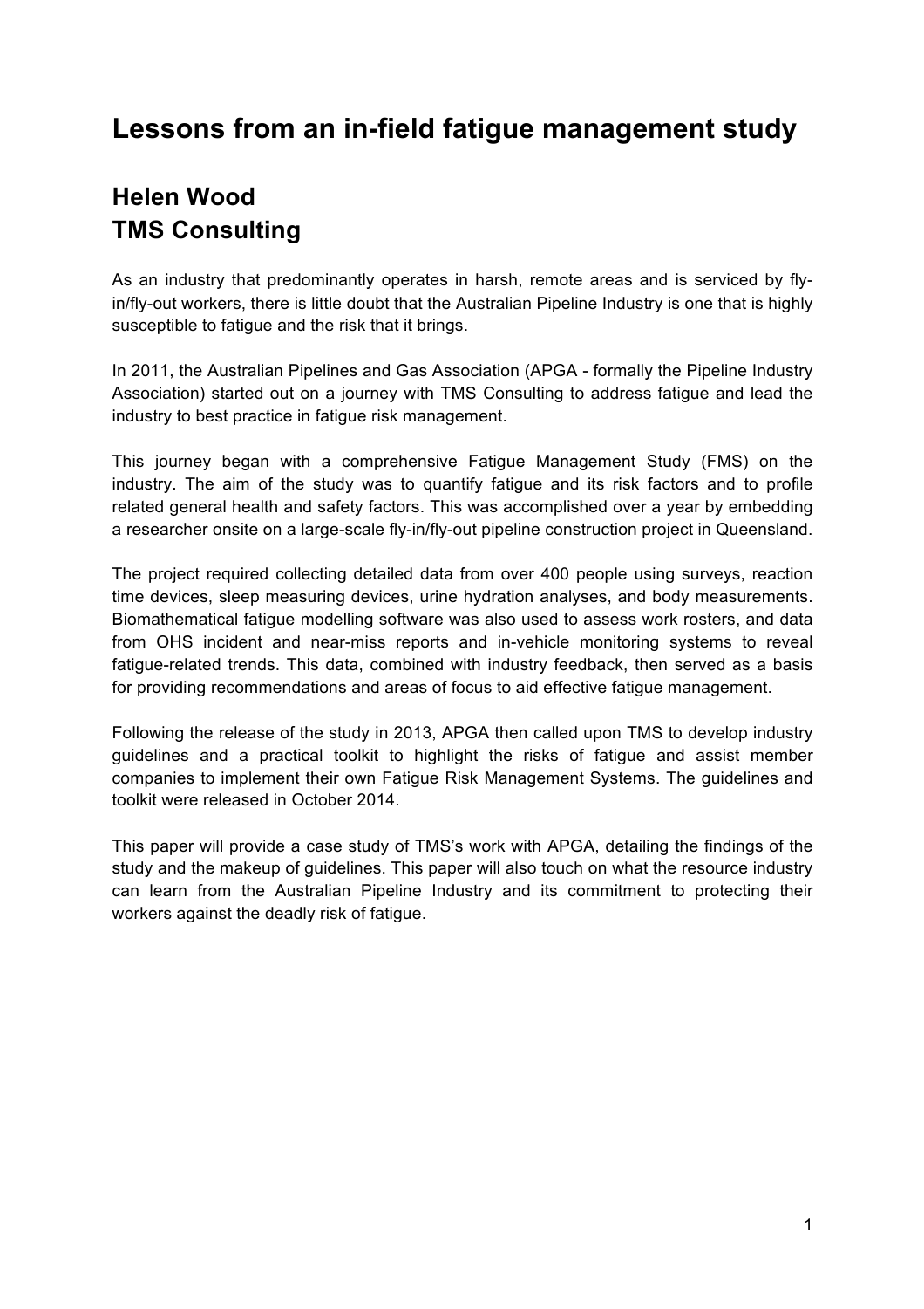# Lessons from an in-field fatigue management study

## Helen Wood
## TMS Consulting

As an industry that predominantly operates in harsh, remote areas and is serviced by fly-in/fly-out workers, there is little doubt that the Australian Pipeline Industry is one that is highly susceptible to fatigue and the risk that it brings.

In 2011, the Australian Pipelines and Gas Association (APGA - formally the Pipeline Industry Association) started out on a journey with TMS Consulting to address fatigue and lead the industry to best practice in fatigue risk management.

This journey began with a comprehensive Fatigue Management Study (FMS) on the industry. The aim of the study was to quantify fatigue and its risk factors and to profile related general health and safety factors. This was accomplished over a year by embedding a researcher onsite on a large-scale fly-in/fly-out pipeline construction project in Queensland.

The project required collecting detailed data from over 400 people using surveys, reaction time devices, sleep measuring devices, urine hydration analyses, and body measurements. Biomathematical fatigue modelling software was also used to assess work rosters, and data from OHS incident and near-miss reports and in-vehicle monitoring systems to reveal fatigue-related trends. This data, combined with industry feedback, then served as a basis for providing recommendations and areas of focus to aid effective fatigue management.

Following the release of the study in 2013, APGA then called upon TMS to develop industry guidelines and a practical toolkit to highlight the risks of fatigue and assist member companies to implement their own Fatigue Risk Management Systems. The guidelines and toolkit were released in October 2014.

This paper will provide a case study of TMS's work with APGA, detailing the findings of the study and the makeup of guidelines. This paper will also touch on what the resource industry can learn from the Australian Pipeline Industry and its commitment to protecting their workers against the deadly risk of fatigue.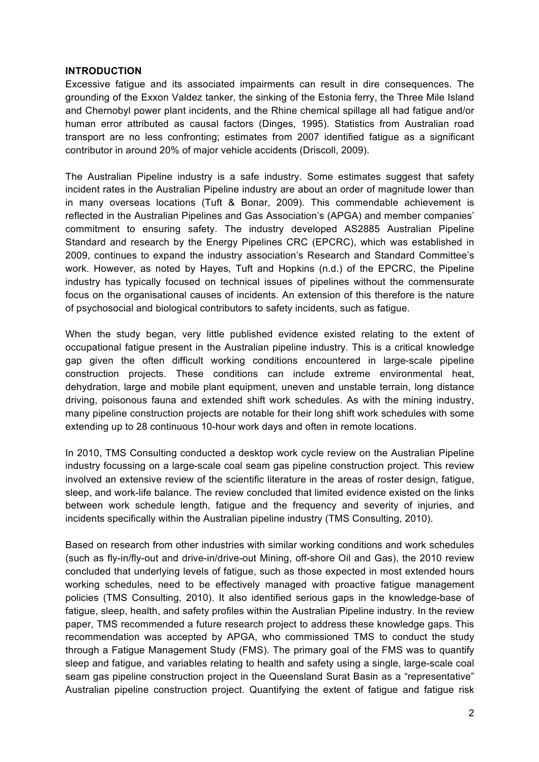## INTRODUCTION

Excessive fatigue and its associated impairments can result in dire consequences. The grounding of the Exxon Valdez tanker, the sinking of the Estonia ferry, the Three Mile Island and Chernobyl power plant incidents, and the Rhine chemical spillage all had fatigue and/or human error attributed as causal factors (Dinges, 1995). Statistics from Australian road transport are no less confronting; estimates from 2007 identified fatigue as a significant contributor in around 20% of major vehicle accidents (Driscoll, 2009).

The Australian Pipeline industry is a safe industry. Some estimates suggest that safety incident rates in the Australian Pipeline industry are about an order of magnitude lower than in many overseas locations (Tuft & Bonar, 2009). This commendable achievement is reflected in the Australian Pipelines and Gas Association's (APGA) and member companies' commitment to ensuring safety. The industry developed AS2885 Australian Pipeline Standard and research by the Energy Pipelines CRC (EPCRC), which was established in 2009, continues to expand the industry association's Research and Standard Committee's work. However, as noted by Hayes, Tuft and Hopkins (n.d.) of the EPCRC, the Pipeline industry has typically focused on technical issues of pipelines without the commensurate focus on the organisational causes of incidents. An extension of this therefore is the nature of psychosocial and biological contributors to safety incidents, such as fatigue.

When the study began, very little published evidence existed relating to the extent of occupational fatigue present in the Australian pipeline industry. This is a critical knowledge gap given the often difficult working conditions encountered in large-scale pipeline construction projects. These conditions can include extreme environmental heat, dehydration, large and mobile plant equipment, uneven and unstable terrain, long distance driving, poisonous fauna and extended shift work schedules. As with the mining industry, many pipeline construction projects are notable for their long shift work schedules with some extending up to 28 continuous 10-hour work days and often in remote locations.

In 2010, TMS Consulting conducted a desktop work cycle review on the Australian Pipeline industry focussing on a large-scale coal seam gas pipeline construction project. This review involved an extensive review of the scientific literature in the areas of roster design, fatigue, sleep, and work-life balance. The review concluded that limited evidence existed on the links between work schedule length, fatigue and the frequency and severity of injuries, and incidents specifically within the Australian pipeline industry (TMS Consulting, 2010).

Based on research from other industries with similar working conditions and work schedules (such as fly-in/fly-out and drive-in/drive-out Mining, off-shore Oil and Gas), the 2010 review concluded that underlying levels of fatigue, such as those expected in most extended hours working schedules, need to be effectively managed with proactive fatigue management policies (TMS Consulting, 2010). It also identified serious gaps in the knowledge-base of fatigue, sleep, health, and safety profiles within the Australian Pipeline industry. In the review paper, TMS recommended a future research project to address these knowledge gaps. This recommendation was accepted by APGA, who commissioned TMS to conduct the study through a Fatigue Management Study (FMS). The primary goal of the FMS was to quantify sleep and fatigue, and variables relating to health and safety using a single, large-scale coal seam gas pipeline construction project in the Queensland Surat Basin as a "representative" Australian pipeline construction project. Quantifying the extent of fatigue and fatigue risk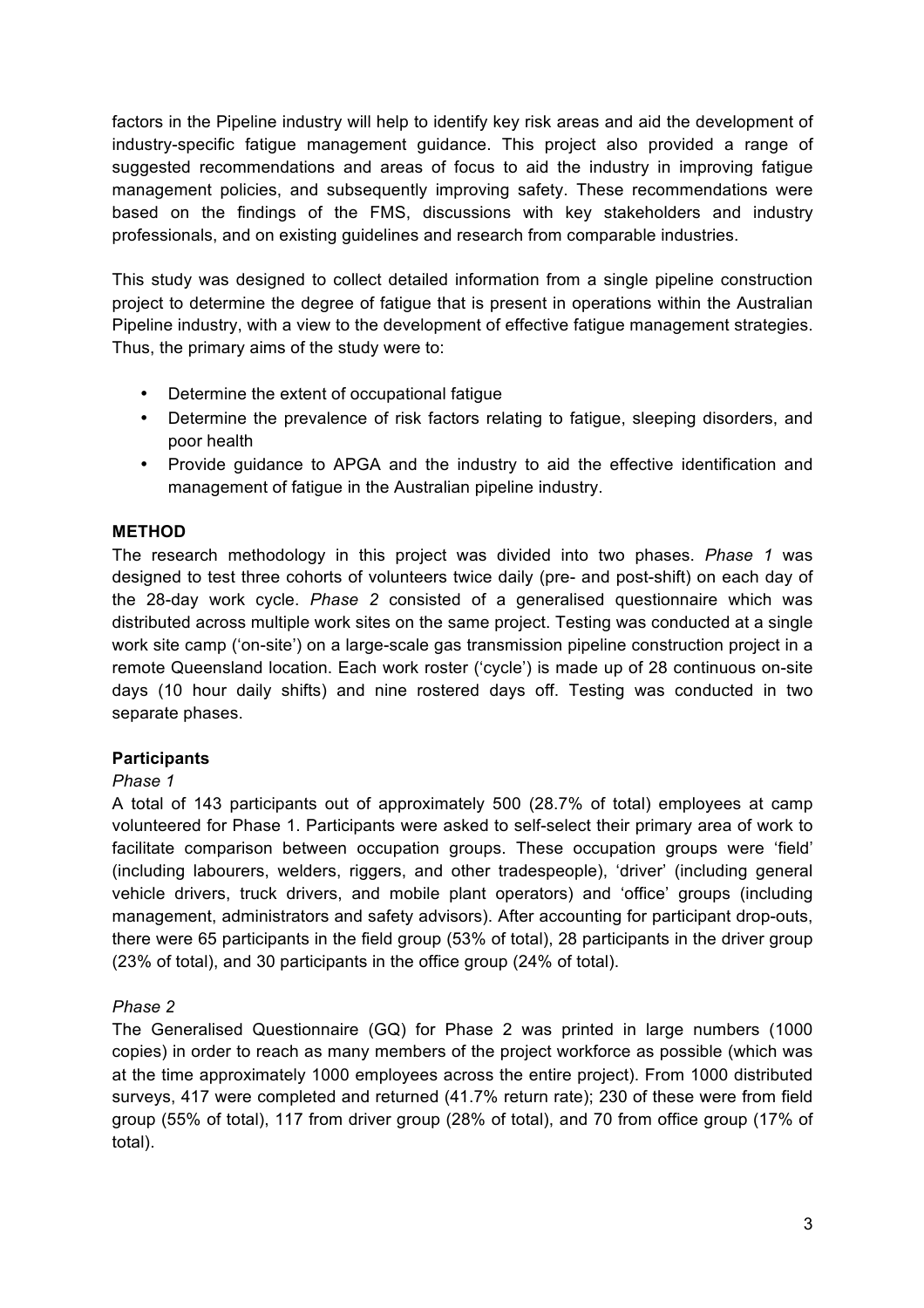factors in the Pipeline industry will help to identify key risk areas and aid the development of industry-specific fatigue management guidance. This project also provided a range of suggested recommendations and areas of focus to aid the industry in improving fatigue management policies, and subsequently improving safety. These recommendations were based on the findings of the FMS, discussions with key stakeholders and industry professionals, and on existing guidelines and research from comparable industries.

This study was designed to collect detailed information from a single pipeline construction project to determine the degree of fatigue that is present in operations within the Australian Pipeline industry, with a view to the development of effective fatigue management strategies. Thus, the primary aims of the study were to:

- Determine the extent of occupational fatigue
- Determine the prevalence of risk factors relating to fatigue, sleeping disorders, and poor health
- Provide guidance to APGA and the industry to aid the effective identification and management of fatigue in the Australian pipeline industry.

## METHOD

The research methodology in this project was divided into two phases. *Phase 1* was designed to test three cohorts of volunteers twice daily (pre- and post-shift) on each day of the 28-day work cycle. *Phase 2* consisted of a generalised questionnaire which was distributed across multiple work sites on the same project. Testing was conducted at a single work site camp ('on-site') on a large-scale gas transmission pipeline construction project in a remote Queensland location. Each work roster ('cycle') is made up of 28 continuous on-site days (10 hour daily shifts) and nine rostered days off. Testing was conducted in two separate phases.

### Participants

*Phase 1*

A total of 143 participants out of approximately 500 (28.7% of total) employees at camp volunteered for Phase 1. Participants were asked to self-select their primary area of work to facilitate comparison between occupation groups. These occupation groups were 'field' (including labourers, welders, riggers, and other tradespeople), 'driver' (including general vehicle drivers, truck drivers, and mobile plant operators) and 'office' groups (including management, administrators and safety advisors). After accounting for participant drop-outs, there were 65 participants in the field group (53% of total), 28 participants in the driver group (23% of total), and 30 participants in the office group (24% of total).

*Phase 2*

The Generalised Questionnaire (GQ) for Phase 2 was printed in large numbers (1000 copies) in order to reach as many members of the project workforce as possible (which was at the time approximately 1000 employees across the entire project). From 1000 distributed surveys, 417 were completed and returned (41.7% return rate); 230 of these were from field group (55% of total), 117 from driver group (28% of total), and 70 from office group (17% of total).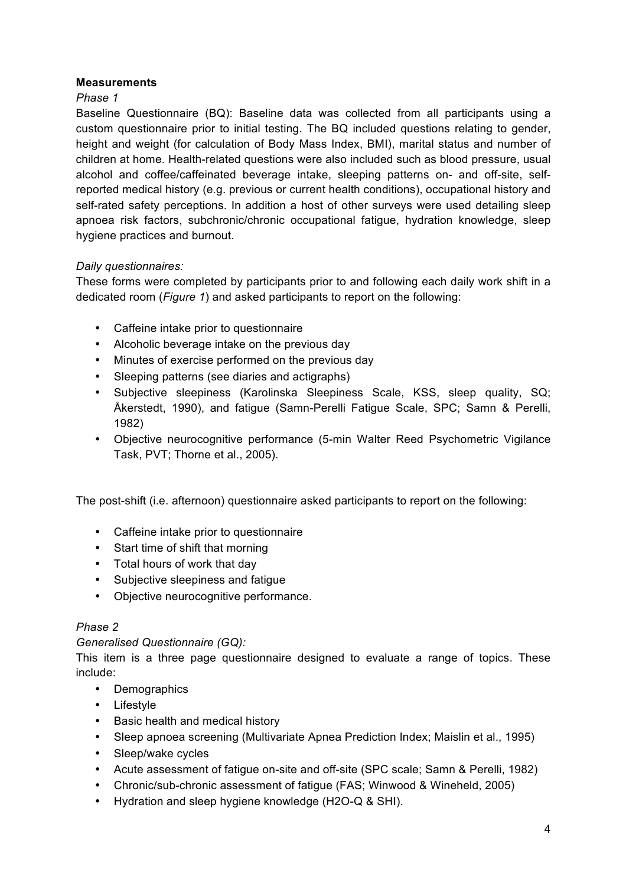**Measurements**

*Phase 1*

Baseline Questionnaire (BQ): Baseline data was collected from all participants using a custom questionnaire prior to initial testing. The BQ included questions relating to gender, height and weight (for calculation of Body Mass Index, BMI), marital status and number of children at home. Health-related questions were also included such as blood pressure, usual alcohol and coffee/caffeinated beverage intake, sleeping patterns on- and off-site, self-reported medical history (e.g. previous or current health conditions), occupational history and self-rated safety perceptions. In addition a host of other surveys were used detailing sleep apnoea risk factors, subchronic/chronic occupational fatigue, hydration knowledge, sleep hygiene practices and burnout.

*Daily questionnaires:*

These forms were completed by participants prior to and following each daily work shift in a dedicated room (*Figure 1*) and asked participants to report on the following:

- Caffeine intake prior to questionnaire
- Alcoholic beverage intake on the previous day
- Minutes of exercise performed on the previous day
- Sleeping patterns (see diaries and actigraphs)
- Subjective sleepiness (Karolinska Sleepiness Scale, KSS, sleep quality, SQ; Åkerstedt, 1990), and fatigue (Samn-Perelli Fatigue Scale, SPC; Samn & Perelli, 1982)
- Objective neurocognitive performance (5-min Walter Reed Psychometric Vigilance Task, PVT; Thorne et al., 2005).

The post-shift (i.e. afternoon) questionnaire asked participants to report on the following:

- Caffeine intake prior to questionnaire
- Start time of shift that morning
- Total hours of work that day
- Subjective sleepiness and fatigue
- Objective neurocognitive performance.

*Phase 2*

*Generalised Questionnaire (GQ):*

This item is a three page questionnaire designed to evaluate a range of topics. These include:

- Demographics
- Lifestyle
- Basic health and medical history
- Sleep apnoea screening (Multivariate Apnea Prediction Index; Maislin et al., 1995)
- Sleep/wake cycles
- Acute assessment of fatigue on-site and off-site (SPC scale; Samn & Perelli, 1982)
- Chronic/sub-chronic assessment of fatigue (FAS; Winwood & Wineheld, 2005)
- Hydration and sleep hygiene knowledge (H2O-Q & SHI).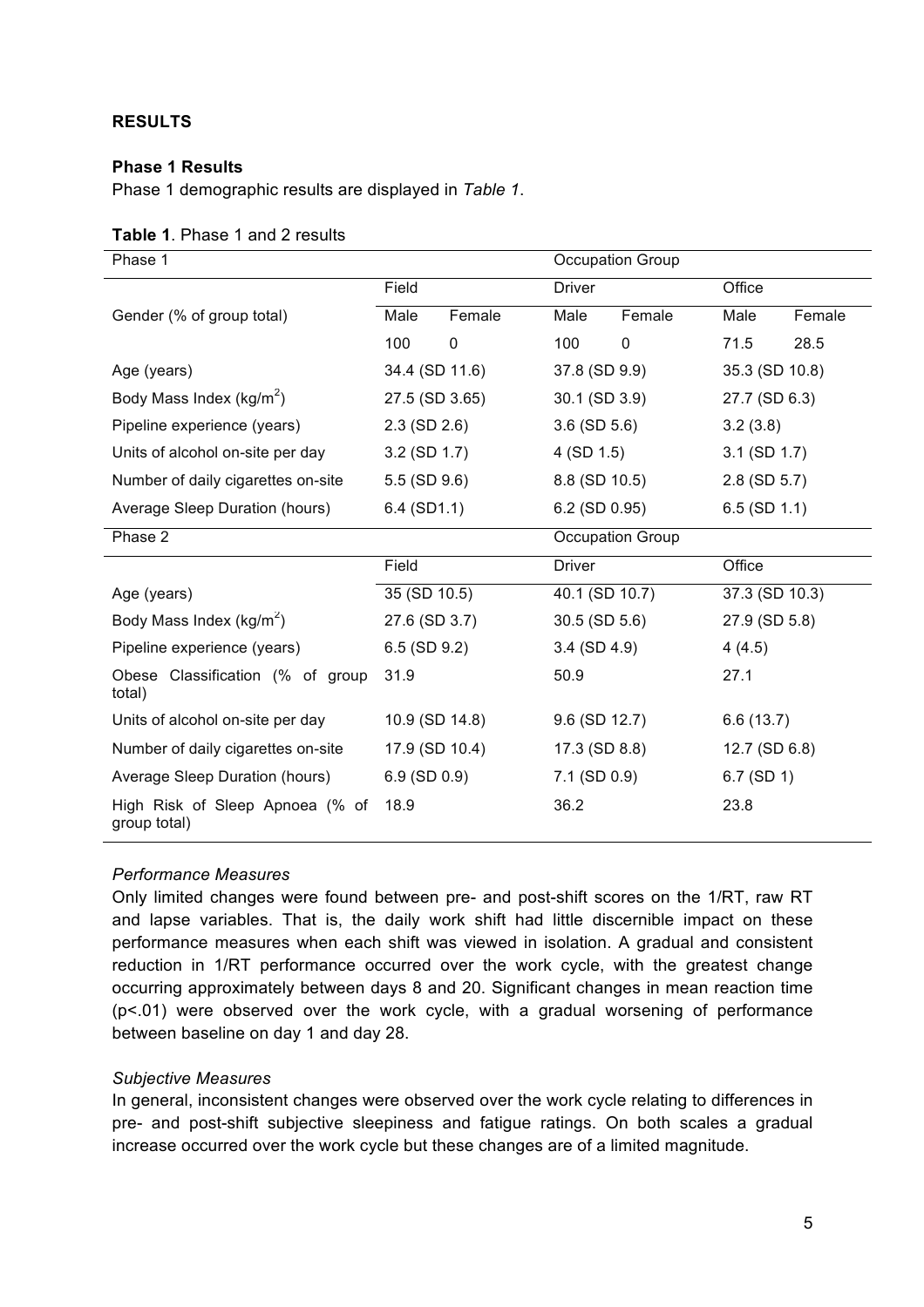**RESULTS**

**Phase 1 Results**

Phase 1 demographic results are displayed in *Table 1*.

**Table 1**. Phase 1 and 2 results

| Phase 1 | Occupation Group | | | | | |
|---|---|---|---|---|---|---|
| | Field | | Driver | | Office | |
| Gender (% of group total) | Male | Female | Male | Female | Male | Female |
| | 100 | 0 | 100 | 0 | 71.5 | 28.5 |
| Age (years) | 34.4 (SD 11.6) | | 37.8 (SD 9.9) | | 35.3 (SD 10.8) | |
| Body Mass Index ($kg/m^2$) | 27.5 (SD 3.65) | | 30.1 (SD 3.9) | | 27.7 (SD 6.3) | |
| Pipeline experience (years) | 2.3 (SD 2.6) | | 3.6 (SD 5.6) | | 3.2 (3.8) | |
| Units of alcohol on-site per day | 3.2 (SD 1.7) | | 4 (SD 1.5) | | 3.1 (SD 1.7) | |
| Number of daily cigarettes on-site | 5.5 (SD 9.6) | | 8.8 (SD 10.5) | | 2.8 (SD 5.7) | |
| Average Sleep Duration (hours) | 6.4 (SD1.1) | | 6.2 (SD 0.95) | | 6.5 (SD 1.1) | |
| **Phase 2** | **Occupation Group** | | | | | |
| | Field | | Driver | | Office | |
| Age (years) | 35 (SD 10.5) | | 40.1 (SD 10.7) | | 37.3 (SD 10.3) | |
| Body Mass Index ($kg/m^2$) | 27.6 (SD 3.7) | | 30.5 (SD 5.6) | | 27.9 (SD 5.8) | |
| Pipeline experience (years) | 6.5 (SD 9.2) | | 3.4 (SD 4.9) | | 4 (4.5) | |
| Obese Classification (% of group total) | 31.9 | | 50.9 | | 27.1 | |
| Units of alcohol on-site per day | 10.9 (SD 14.8) | | 9.6 (SD 12.7) | | 6.6 (13.7) | |
| Number of daily cigarettes on-site | 17.9 (SD 10.4) | | 17.3 (SD 8.8) | | 12.7 (SD 6.8) | |
| Average Sleep Duration (hours) | 6.9 (SD 0.9) | | 7.1 (SD 0.9) | | 6.7 (SD 1) | |
| High Risk of Sleep Apnoea (% of group total) | 18.9 | | 36.2 | | 23.8 | |

*Performance Measures*

Only limited changes were found between pre- and post-shift scores on the 1/RT, raw RT and lapse variables. That is, the daily work shift had little discernible impact on these performance measures when each shift was viewed in isolation. A gradual and consistent reduction in 1/RT performance occurred over the work cycle, with the greatest change occurring approximately between days 8 and 20. Significant changes in mean reaction time ($p<.01$) were observed over the work cycle, with a gradual worsening of performance between baseline on day 1 and day 28.

*Subjective Measures*

In general, inconsistent changes were observed over the work cycle relating to differences in pre- and post-shift subjective sleepiness and fatigue ratings. On both scales a gradual increase occurred over the work cycle but these changes are of a limited magnitude.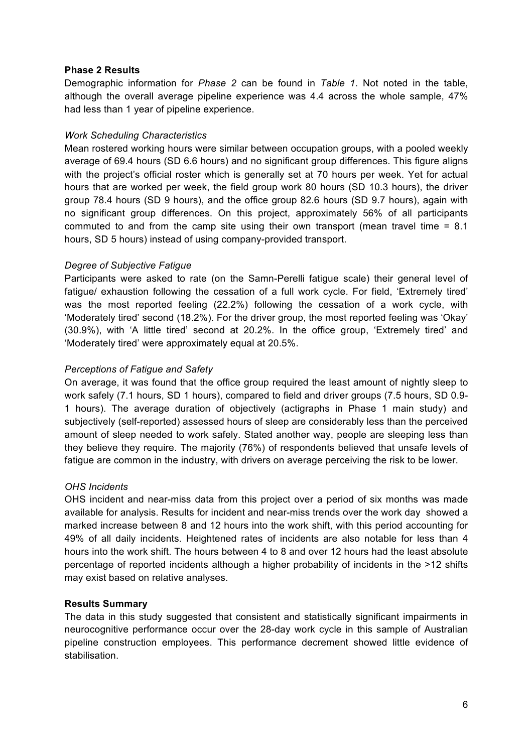**Phase 2 Results**

Demographic information for *Phase 2* can be found in *Table 1*. Not noted in the table, although the overall average pipeline experience was 4.4 across the whole sample, 47% had less than 1 year of pipeline experience.

*Work Scheduling Characteristics*

Mean rostered working hours were similar between occupation groups, with a pooled weekly average of 69.4 hours (SD 6.6 hours) and no significant group differences. This figure aligns with the project's official roster which is generally set at 70 hours per week. Yet for actual hours that are worked per week, the field group work 80 hours (SD 10.3 hours), the driver group 78.4 hours (SD 9 hours), and the office group 82.6 hours (SD 9.7 hours), again with no significant group differences. On this project, approximately 56% of all participants commuted to and from the camp site using their own transport (mean travel time = 8.1 hours, SD 5 hours) instead of using company-provided transport.

*Degree of Subjective Fatigue*

Participants were asked to rate (on the Samn-Perelli fatigue scale) their general level of fatigue/ exhaustion following the cessation of a full work cycle. For field, 'Extremely tired' was the most reported feeling (22.2%) following the cessation of a work cycle, with 'Moderately tired' second (18.2%). For the driver group, the most reported feeling was 'Okay' (30.9%), with 'A little tired' second at 20.2%. In the office group, 'Extremely tired' and 'Moderately tired' were approximately equal at 20.5%.

*Perceptions of Fatigue and Safety*

On average, it was found that the office group required the least amount of nightly sleep to work safely (7.1 hours, SD 1 hours), compared to field and driver groups (7.5 hours, SD 0.9-1 hours). The average duration of objectively (actigraphs in Phase 1 main study) and subjectively (self-reported) assessed hours of sleep are considerably less than the perceived amount of sleep needed to work safely. Stated another way, people are sleeping less than they believe they require. The majority (76%) of respondents believed that unsafe levels of fatigue are common in the industry, with drivers on average perceiving the risk to be lower.

*OHS Incidents*

OHS incident and near-miss data from this project over a period of six months was made available for analysis. Results for incident and near-miss trends over the work day showed a marked increase between 8 and 12 hours into the work shift, with this period accounting for 49% of all daily incidents. Heightened rates of incidents are also notable for less than 4 hours into the work shift. The hours between 4 to 8 and over 12 hours had the least absolute percentage of reported incidents although a higher probability of incidents in the >12 shifts may exist based on relative analyses.

**Results Summary**

The data in this study suggested that consistent and statistically significant impairments in neurocognitive performance occur over the 28-day work cycle in this sample of Australian pipeline construction employees. This performance decrement showed little evidence of stabilisation.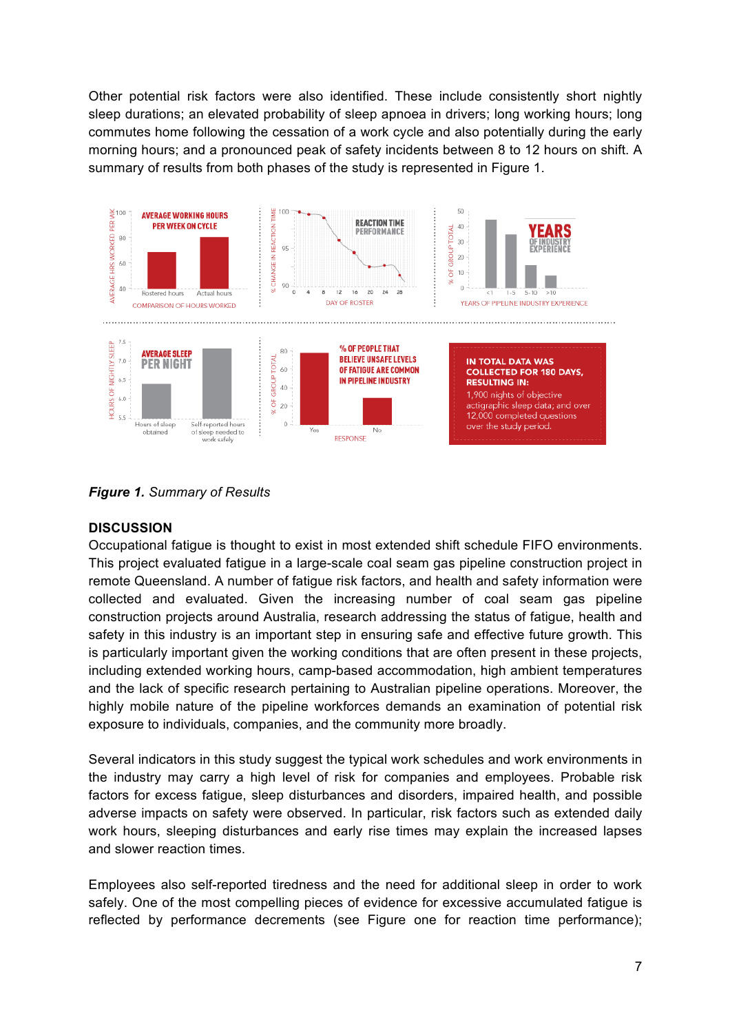Other potential risk factors were also identified. These include consistently short nightly sleep durations; an elevated probability of sleep apnoea in drivers; long working hours; long commutes home following the cessation of a work cycle and also potentially during the early morning hours; and a pronounced peak of safety incidents between 8 to 12 hours on shift. A summary of results from both phases of the study is represented in Figure 1.

***Figure 1.*** *Summary of Results*

## DISCUSSION

Occupational fatigue is thought to exist in most extended shift schedule FIFO environments. This project evaluated fatigue in a large-scale coal seam gas pipeline construction project in remote Queensland. A number of fatigue risk factors, and health and safety information were collected and evaluated. Given the increasing number of coal seam gas pipeline construction projects around Australia, research addressing the status of fatigue, health and safety in this industry is an important step in ensuring safe and effective future growth. This is particularly important given the working conditions that are often present in these projects, including extended working hours, camp-based accommodation, high ambient temperatures and the lack of specific research pertaining to Australian pipeline operations. Moreover, the highly mobile nature of the pipeline workforces demands an examination of potential risk exposure to individuals, companies, and the community more broadly.

Several indicators in this study suggest the typical work schedules and work environments in the industry may carry a high level of risk for companies and employees. Probable risk factors for excess fatigue, sleep disturbances and disorders, impaired health, and possible adverse impacts on safety were observed. In particular, risk factors such as extended daily work hours, sleeping disturbances and early rise times may explain the increased lapses and slower reaction times.

Employees also self-reported tiredness and the need for additional sleep in order to work safely. One of the most compelling pieces of evidence for excessive accumulated fatigue is reflected by performance decrements (see Figure one for reaction time performance);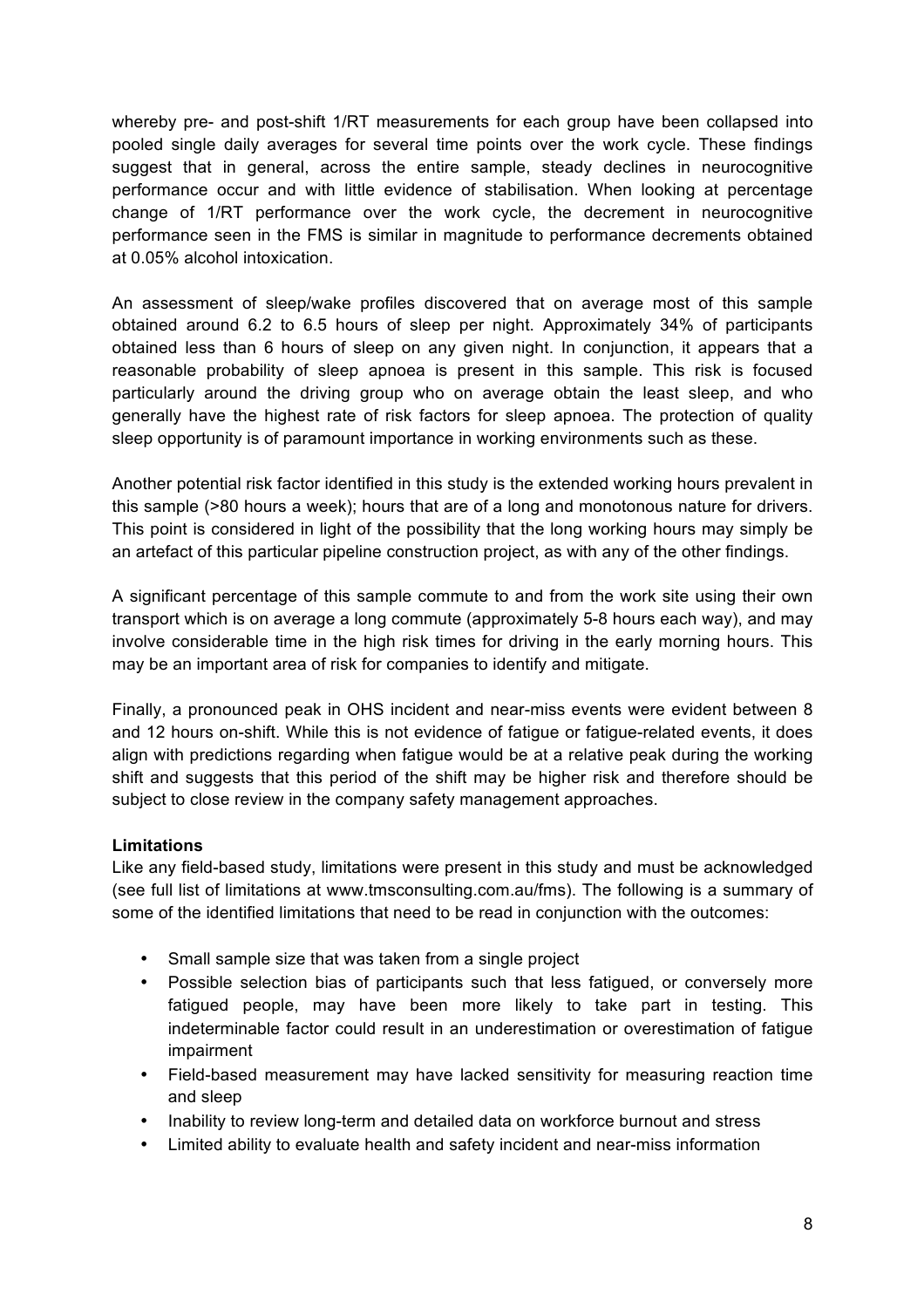whereby pre- and post-shift 1/RT measurements for each group have been collapsed into pooled single daily averages for several time points over the work cycle. These findings suggest that in general, across the entire sample, steady declines in neurocognitive performance occur and with little evidence of stabilisation. When looking at percentage change of 1/RT performance over the work cycle, the decrement in neurocognitive performance seen in the FMS is similar in magnitude to performance decrements obtained at 0.05% alcohol intoxication.

An assessment of sleep/wake profiles discovered that on average most of this sample obtained around 6.2 to 6.5 hours of sleep per night. Approximately 34% of participants obtained less than 6 hours of sleep on any given night. In conjunction, it appears that a reasonable probability of sleep apnoea is present in this sample. This risk is focused particularly around the driving group who on average obtain the least sleep, and who generally have the highest rate of risk factors for sleep apnoea. The protection of quality sleep opportunity is of paramount importance in working environments such as these.

Another potential risk factor identified in this study is the extended working hours prevalent in this sample (>80 hours a week); hours that are of a long and monotonous nature for drivers. This point is considered in light of the possibility that the long working hours may simply be an artefact of this particular pipeline construction project, as with any of the other findings.

A significant percentage of this sample commute to and from the work site using their own transport which is on average a long commute (approximately 5-8 hours each way), and may involve considerable time in the high risk times for driving in the early morning hours. This may be an important area of risk for companies to identify and mitigate.

Finally, a pronounced peak in OHS incident and near-miss events were evident between 8 and 12 hours on-shift. While this is not evidence of fatigue or fatigue-related events, it does align with predictions regarding when fatigue would be at a relative peak during the working shift and suggests that this period of the shift may be higher risk and therefore should be subject to close review in the company safety management approaches.

**Limitations**

Like any field-based study, limitations were present in this study and must be acknowledged (see full list of limitations at www.tmsconsulting.com.au/fms). The following is a summary of some of the identified limitations that need to be read in conjunction with the outcomes:

- Small sample size that was taken from a single project
- Possible selection bias of participants such that less fatigued, or conversely more fatigued people, may have been more likely to take part in testing. This indeterminable factor could result in an underestimation or overestimation of fatigue impairment
- Field-based measurement may have lacked sensitivity for measuring reaction time and sleep
- Inability to review long-term and detailed data on workforce burnout and stress
- Limited ability to evaluate health and safety incident and near-miss information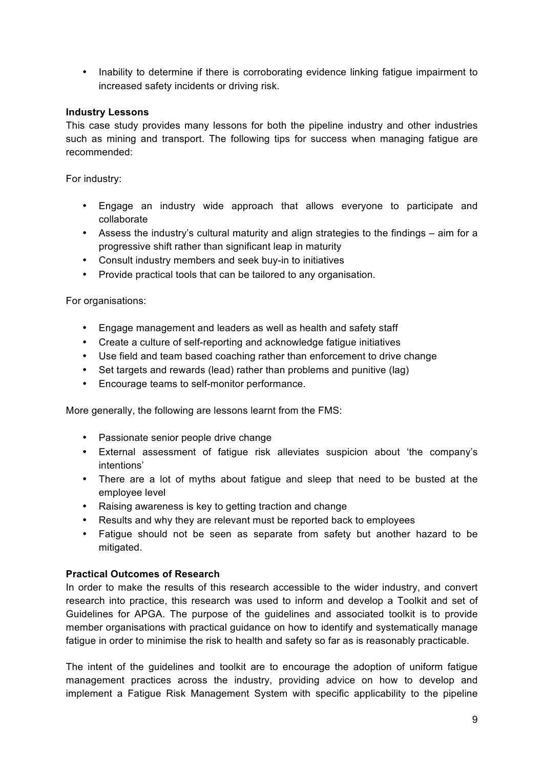- Inability to determine if there is corroborating evidence linking fatigue impairment to increased safety incidents or driving risk.

**Industry Lessons**

This case study provides many lessons for both the pipeline industry and other industries such as mining and transport. The following tips for success when managing fatigue are recommended:

For industry:

- Engage an industry wide approach that allows everyone to participate and collaborate
- Assess the industry's cultural maturity and align strategies to the findings – aim for a progressive shift rather than significant leap in maturity
- Consult industry members and seek buy-in to initiatives
- Provide practical tools that can be tailored to any organisation.

For organisations:

- Engage management and leaders as well as health and safety staff
- Create a culture of self-reporting and acknowledge fatigue initiatives
- Use field and team based coaching rather than enforcement to drive change
- Set targets and rewards (lead) rather than problems and punitive (lag)
- Encourage teams to self-monitor performance.

More generally, the following are lessons learnt from the FMS:

- Passionate senior people drive change
- External assessment of fatigue risk alleviates suspicion about 'the company's intentions'
- There are a lot of myths about fatigue and sleep that need to be busted at the employee level
- Raising awareness is key to getting traction and change
- Results and why they are relevant must be reported back to employees
- Fatigue should not be seen as separate from safety but another hazard to be mitigated.

**Practical Outcomes of Research**

In order to make the results of this research accessible to the wider industry, and convert research into practice, this research was used to inform and develop a Toolkit and set of Guidelines for APGA. The purpose of the guidelines and associated toolkit is to provide member organisations with practical guidance on how to identify and systematically manage fatigue in order to minimise the risk to health and safety so far as is reasonably practicable.

The intent of the guidelines and toolkit are to encourage the adoption of uniform fatigue management practices across the industry, providing advice on how to develop and implement a Fatigue Risk Management System with specific applicability to the pipeline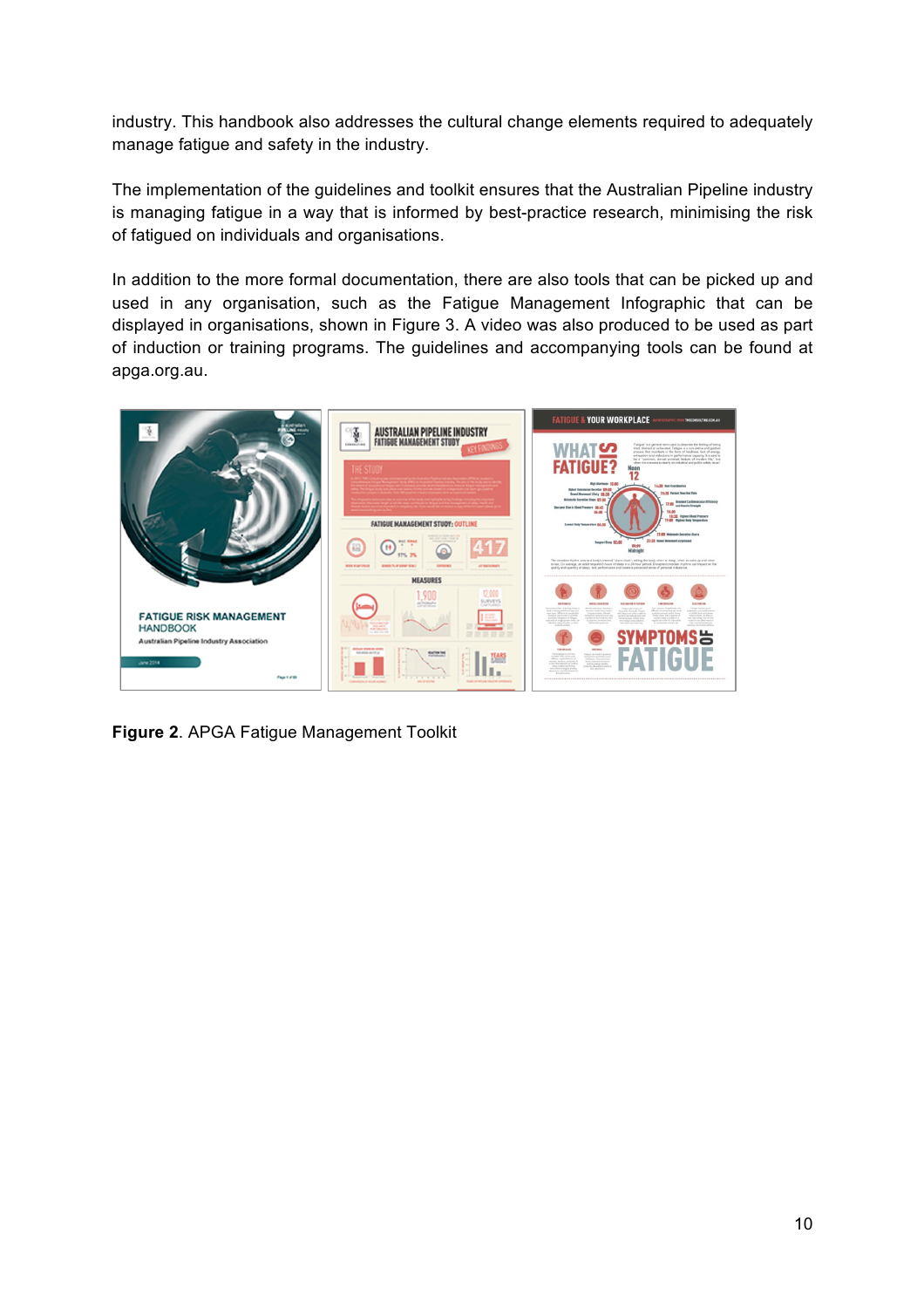industry. This handbook also addresses the cultural change elements required to adequately manage fatigue and safety in the industry.

The implementation of the guidelines and toolkit ensures that the Australian Pipeline industry is managing fatigue in a way that is informed by best-practice research, minimising the risk of fatigued on individuals and organisations.

In addition to the more formal documentation, there are also tools that can be picked up and used in any organisation, such as the Fatigue Management Infographic that can be displayed in organisations, shown in Figure 3. A video was also produced to be used as part of induction or training programs. The guidelines and accompanying tools can be found at apga.org.au.

**Figure 2**. APGA Fatigue Management Toolkit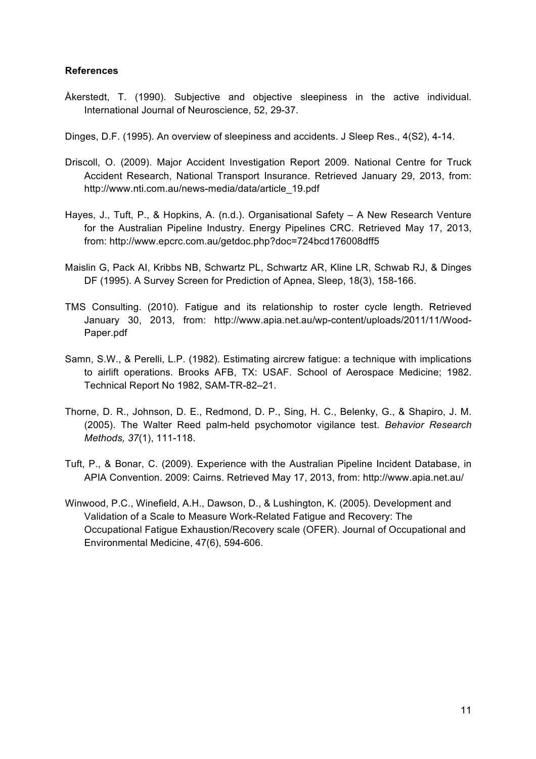**References**

Åkerstedt, T. (1990). Subjective and objective sleepiness in the active individual. International Journal of Neuroscience, 52, 29-37.

Dinges, D.F. (1995). An overview of sleepiness and accidents. J Sleep Res., 4(S2), 4-14.

Driscoll, O. (2009). Major Accident Investigation Report 2009. National Centre for Truck Accident Research, National Transport Insurance. Retrieved January 29, 2013, from: http://www.nti.com.au/news-media/data/article_19.pdf

Hayes, J., Tuft, P., & Hopkins, A. (n.d.). Organisational Safety – A New Research Venture for the Australian Pipeline Industry. Energy Pipelines CRC. Retrieved May 17, 2013, from: http://www.epcrc.com.au/getdoc.php?doc=724bcd176008dff5

Maislin G, Pack AI, Kribbs NB, Schwartz PL, Schwartz AR, Kline LR, Schwab RJ, & Dinges DF (1995). A Survey Screen for Prediction of Apnea, Sleep, 18(3), 158-166.

TMS Consulting. (2010). Fatigue and its relationship to roster cycle length. Retrieved January 30, 2013, from: http://www.apia.net.au/wp-content/uploads/2011/11/Wood-Paper.pdf

Samn, S.W., & Perelli, L.P. (1982). Estimating aircrew fatigue: a technique with implications to airlift operations. Brooks AFB, TX: USAF. School of Aerospace Medicine; 1982. Technical Report No 1982, SAM-TR-82–21.

Thorne, D. R., Johnson, D. E., Redmond, D. P., Sing, H. C., Belenky, G., & Shapiro, J. M. (2005). The Walter Reed palm-held psychomotor vigilance test. *Behavior Research Methods, 37*(1), 111-118.

Tuft, P., & Bonar, C. (2009). Experience with the Australian Pipeline Incident Database, in APIA Convention. 2009: Cairns. Retrieved May 17, 2013, from: http://www.apia.net.au/

Winwood, P.C., Winefield, A.H., Dawson, D., & Lushington, K. (2005). Development and Validation of a Scale to Measure Work-Related Fatigue and Recovery: The Occupational Fatigue Exhaustion/Recovery scale (OFER). Journal of Occupational and Environmental Medicine, 47(6), 594-606.